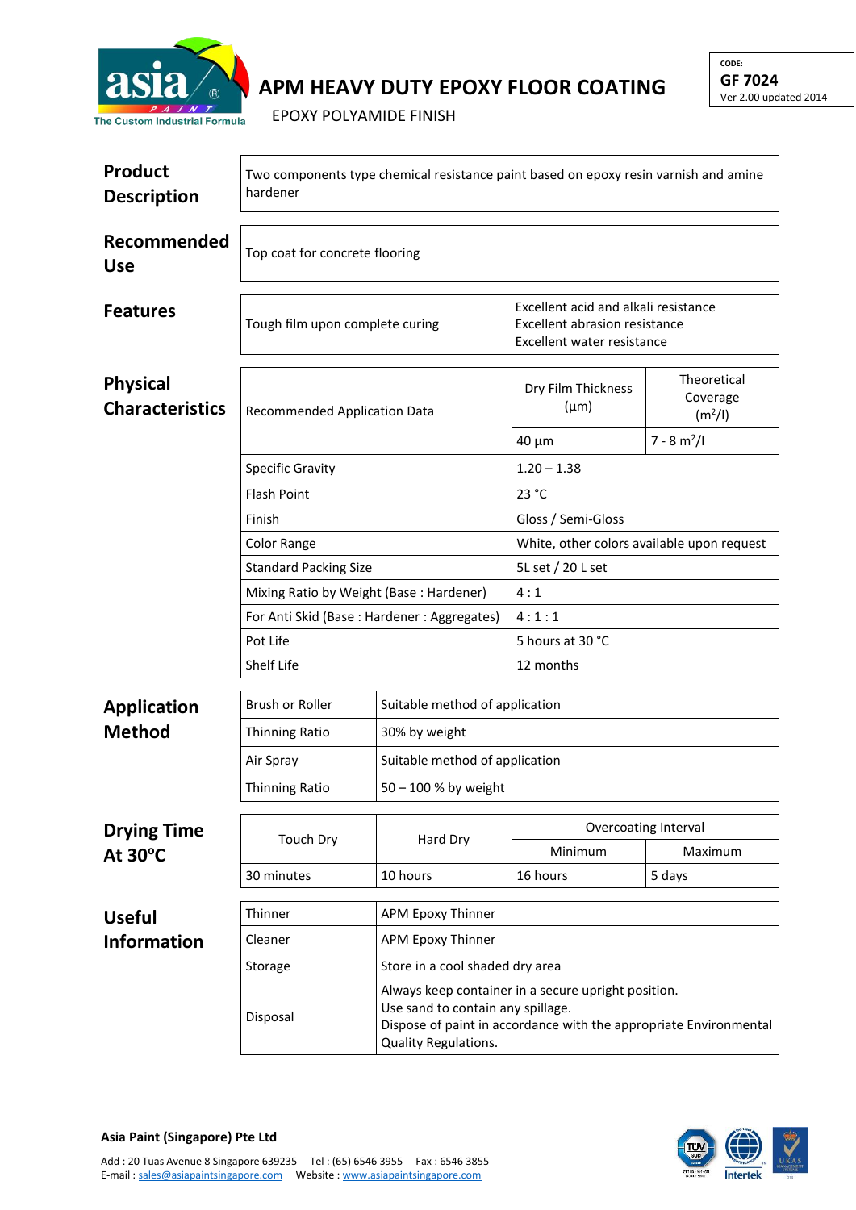# APM HEAVY DUTY EPOXY FLOOR COATING

EPOXY POLYAMIDE FINISH

CODE:
**GF 7024**
Ver 2.00 updated 2014

## Product Description

Two components type chemical resistance paint based on epoxy resin varnish and amine hardener

## Recommended Use

Top coat for concrete flooring

## Features

| | |
|---|---|
| Tough film upon complete curing | Excellent acid and alkali resistance<br>Excellent abrasion resistance<br>Excellent water resistance |

## Physical Characteristics

| Recommended Application Data | Dry Film Thickness (µm) | Theoretical Coverage ($m^2$/l) |
|---|---|---|
| | 40 µm | 7 - 8 $m^2$/l |
| Specific Gravity | 1.20 – 1.38 | |
| Flash Point | 23 °C | |
| Finish | Gloss / Semi-Gloss | |
| Color Range | White, other colors available upon request | |
| Standard Packing Size | 5L set / 20 L set | |
| Mixing Ratio by Weight (Base : Hardener) | 4 : 1 | |
| For Anti Skid (Base : Hardener : Aggregates) | 4 : 1 : 1 | |
| Pot Life | 5 hours at 30 °C | |
| Shelf Life | 12 months | |

## Application Method

| | |
|---|---|
| Brush or Roller | Suitable method of application |
| Thinning Ratio | 30% by weight |
| Air Spray | Suitable method of application |
| Thinning Ratio | 50 – 100 % by weight |

## Drying Time At 30°C

| Touch Dry | Hard Dry | Overcoating Interval | |
|---|---|---|---|
| | | Minimum | Maximum |
| 30 minutes | 10 hours | 16 hours | 5 days |

## Useful Information

| | |
|---|---|
| Thinner | APM Epoxy Thinner |
| Cleaner | APM Epoxy Thinner |
| Storage | Store in a cool shaded dry area |
| Disposal | Always keep container in a secure upright position.<br>Use sand to contain any spillage.<br>Dispose of paint in accordance with the appropriate Environmental Quality Regulations. |

**Asia Paint (Singapore) Pte Ltd**

Add : 20 Tuas Avenue 8 Singapore 639235 Tel : (65) 6546 3955 Fax : 6546 3855
E-mail : sales@asiapaintsingapore.com Website : www.asiapaintsingapore.com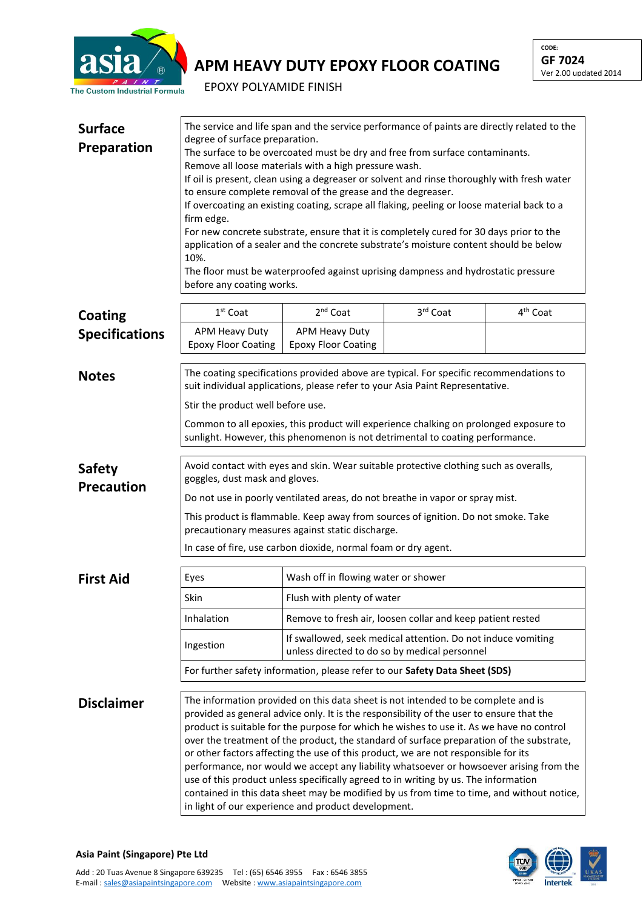# APM HEAVY DUTY EPOXY FLOOR COATING

EPOXY POLYAMIDE FINISH

CODE:
**GF 7024**
Ver 2.00 updated 2014

## Surface Preparation

The service and life span and the service performance of paints are directly related to the degree of surface preparation.
The surface to be overcoated must be dry and free from surface contaminants.
Remove all loose materials with a high pressure wash.
If oil is present, clean using a degreaser or solvent and rinse thoroughly with fresh water to ensure complete removal of the grease and the degreaser.
If overcoating an existing coating, scrape all flaking, peeling or loose material back to a firm edge.
For new concrete substrate, ensure that it is completely cured for 30 days prior to the application of a sealer and the concrete substrate's moisture content should be below 10%.
The floor must be waterproofed against uprising dampness and hydrostatic pressure before any coating works.

## Coating Specifications

| 1st Coat | 2nd Coat | 3rd Coat | 4th Coat |
|---|---|---|---|
| APM Heavy Duty Epoxy Floor Coating | APM Heavy Duty Epoxy Floor Coating | | |

## Notes

The coating specifications provided above are typical. For specific recommendations to suit individual applications, please refer to your Asia Paint Representative.

Stir the product well before use.

Common to all epoxies, this product will experience chalking on prolonged exposure to sunlight. However, this phenomenon is not detrimental to coating performance.

## Safety Precaution

Avoid contact with eyes and skin. Wear suitable protective clothing such as overalls, goggles, dust mask and gloves.

Do not use in poorly ventilated areas, do not breathe in vapor or spray mist.

This product is flammable. Keep away from sources of ignition. Do not smoke. Take precautionary measures against static discharge.

In case of fire, use carbon dioxide, normal foam or dry agent.

## First Aid

| | |
|---|---|
| Eyes | Wash off in flowing water or shower |
| Skin | Flush with plenty of water |
| Inhalation | Remove to fresh air, loosen collar and keep patient rested |
| Ingestion | If swallowed, seek medical attention. Do not induce vomiting unless directed to do so by medical personnel |

For further safety information, please refer to our **Safety Data Sheet (SDS)**

## Disclaimer

The information provided on this data sheet is not intended to be complete and is provided as general advice only. It is the responsibility of the user to ensure that the product is suitable for the purpose for which he wishes to use it. As we have no control over the treatment of the product, the standard of surface preparation of the substrate, or other factors affecting the use of this product, we are not responsible for its performance, nor would we accept any liability whatsoever or howsoever arising from the use of this product unless specifically agreed to in writing by us. The information contained in this data sheet may be modified by us from time to time, and without notice, in light of our experience and product development.

**Asia Paint (Singapore) Pte Ltd**

Add : 20 Tuas Avenue 8 Singapore 639235 Tel : (65) 6546 3955 Fax : 6546 3855
E-mail : sales@asiapaintsingapore.com Website : www.asiapaintsingapore.com